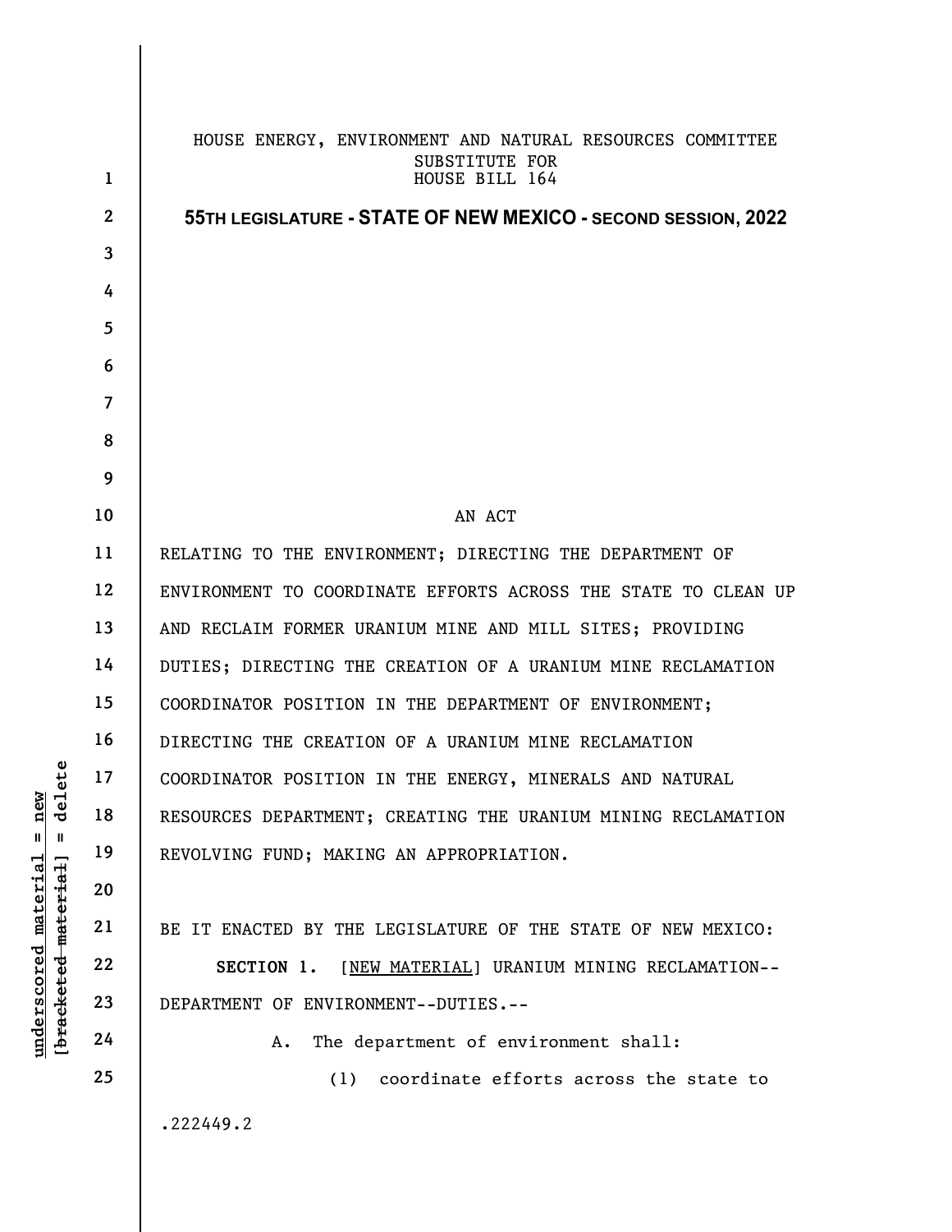HOUSE ENERGY, ENVIRONMENT AND NATURAL RESOURCES COMMITTEE
SUBSTITUTE FOR
HOUSE BILL 164

**55TH LEGISLATURE - STATE OF NEW MEXICO - SECOND SESSION, 2022**

AN ACT

RELATING TO THE ENVIRONMENT; DIRECTING THE DEPARTMENT OF ENVIRONMENT TO COORDINATE EFFORTS ACROSS THE STATE TO CLEAN UP AND RECLAIM FORMER URANIUM MINE AND MILL SITES; PROVIDING DUTIES; DIRECTING THE CREATION OF A URANIUM MINE RECLAMATION COORDINATOR POSITION IN THE DEPARTMENT OF ENVIRONMENT; DIRECTING THE CREATION OF A URANIUM MINE RECLAMATION COORDINATOR POSITION IN THE ENERGY, MINERALS AND NATURAL RESOURCES DEPARTMENT; CREATING THE URANIUM MINING RECLAMATION REVOLVING FUND; MAKING AN APPROPRIATION.

BE IT ENACTED BY THE LEGISLATURE OF THE STATE OF NEW MEXICO:

**SECTION 1.** [NEW MATERIAL] URANIUM MINING RECLAMATION--DEPARTMENT OF ENVIRONMENT--DUTIES.--

A. The department of environment shall:

(1) coordinate efforts across the state to

.222449.2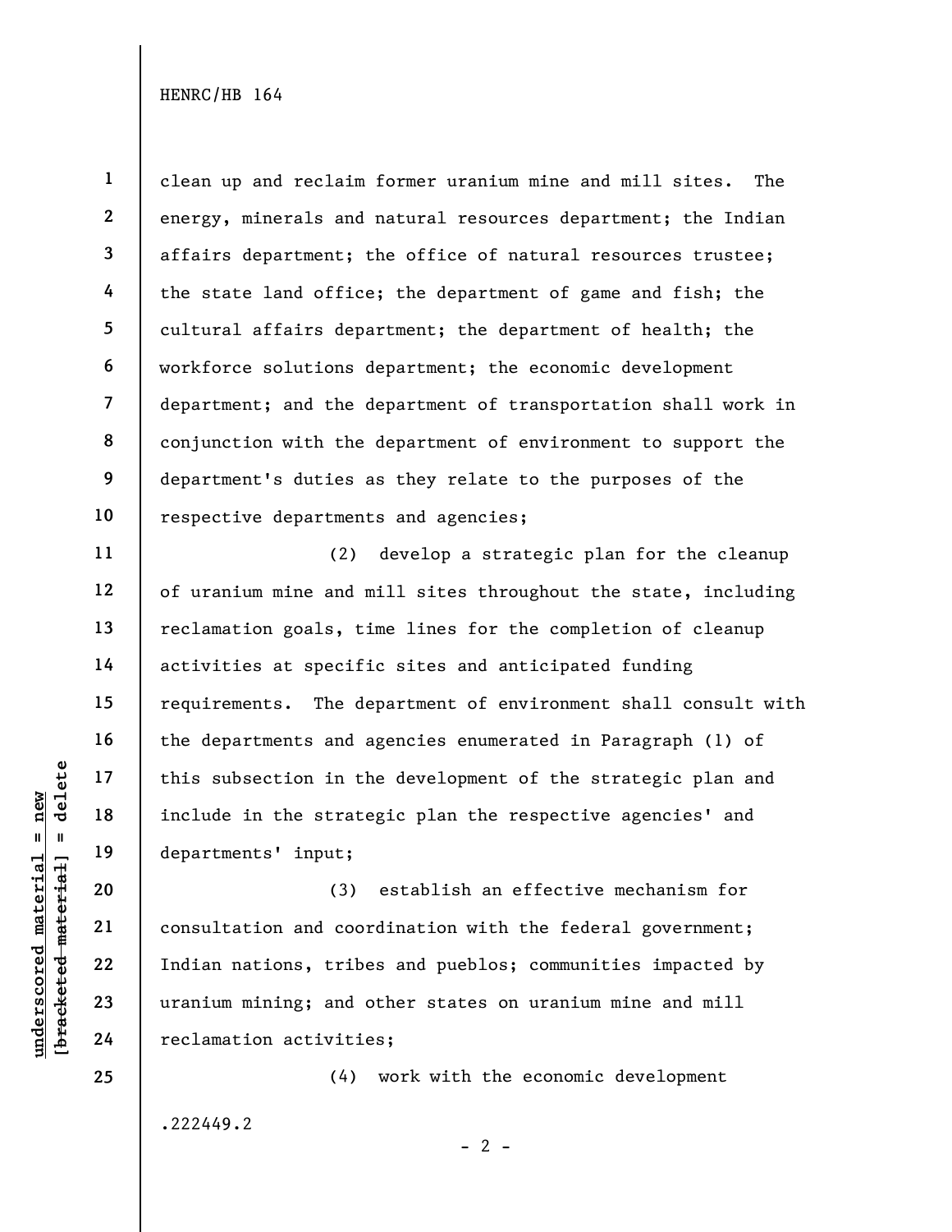clean up and reclaim former uranium mine and mill sites. The energy, minerals and natural resources department; the Indian affairs department; the office of natural resources trustee; the state land office; the department of game and fish; the cultural affairs department; the department of health; the workforce solutions department; the economic development department; and the department of transportation shall work in conjunction with the department of environment to support the department's duties as they relate to the purposes of the respective departments and agencies;

(2) develop a strategic plan for the cleanup of uranium mine and mill sites throughout the state, including reclamation goals, time lines for the completion of cleanup activities at specific sites and anticipated funding requirements. The department of environment shall consult with the departments and agencies enumerated in Paragraph (1) of this subsection in the development of the strategic plan and include in the strategic plan the respective agencies' and departments' input;

(3) establish an effective mechanism for consultation and coordination with the federal government; Indian nations, tribes and pueblos; communities impacted by uranium mining; and other states on uranium mine and mill reclamation activities;

(4) work with the economic development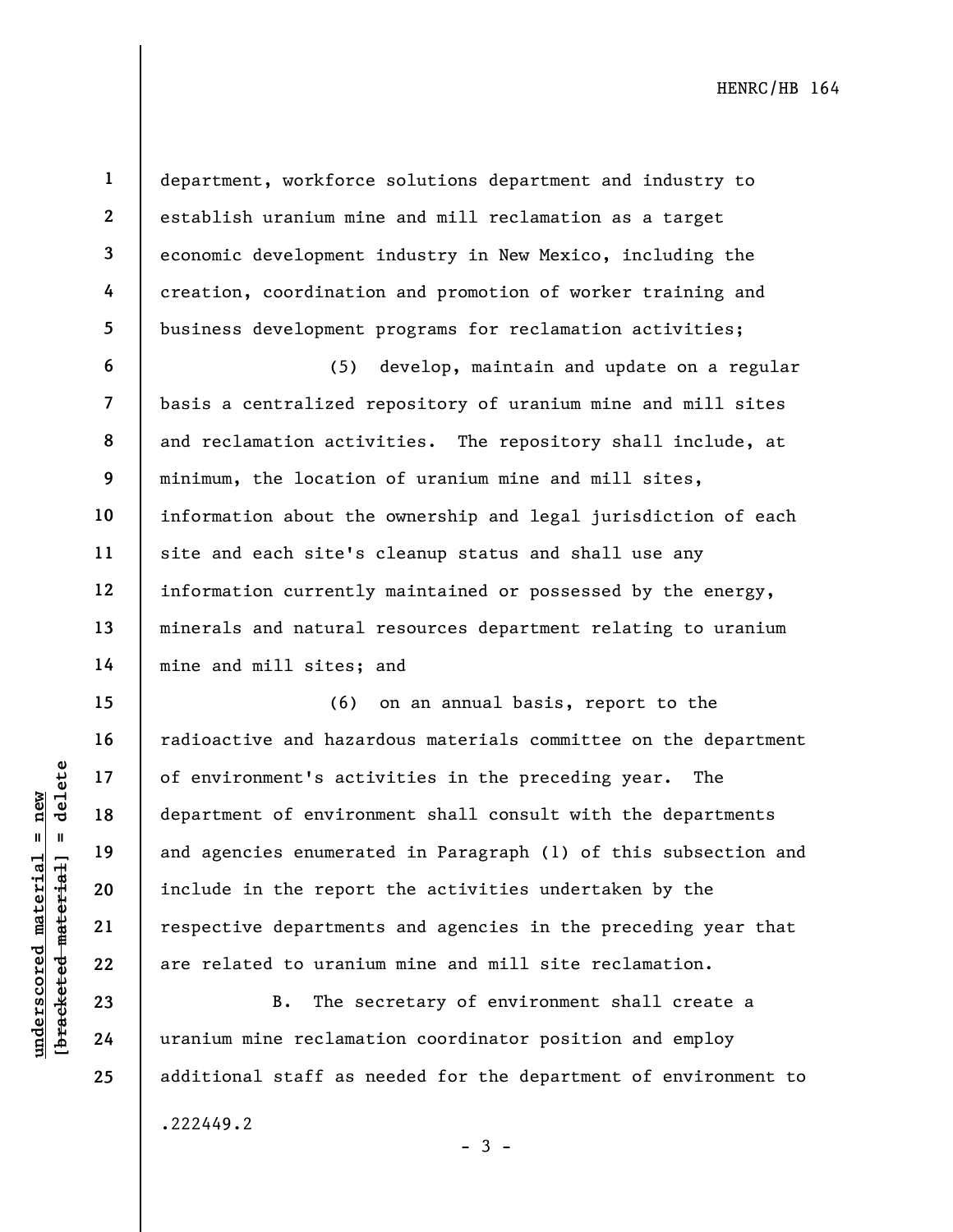department, workforce solutions department and industry to establish uranium mine and mill reclamation as a target economic development industry in New Mexico, including the creation, coordination and promotion of worker training and business development programs for reclamation activities;

(5) develop, maintain and update on a regular basis a centralized repository of uranium mine and mill sites and reclamation activities. The repository shall include, at minimum, the location of uranium mine and mill sites, information about the ownership and legal jurisdiction of each site and each site's cleanup status and shall use any information currently maintained or possessed by the energy, minerals and natural resources department relating to uranium mine and mill sites; and

(6) on an annual basis, report to the radioactive and hazardous materials committee on the department of environment's activities in the preceding year. The department of environment shall consult with the departments and agencies enumerated in Paragraph (1) of this subsection and include in the report the activities undertaken by the respective departments and agencies in the preceding year that are related to uranium mine and mill site reclamation.

B. The secretary of environment shall create a uranium mine reclamation coordinator position and employ additional staff as needed for the department of environment to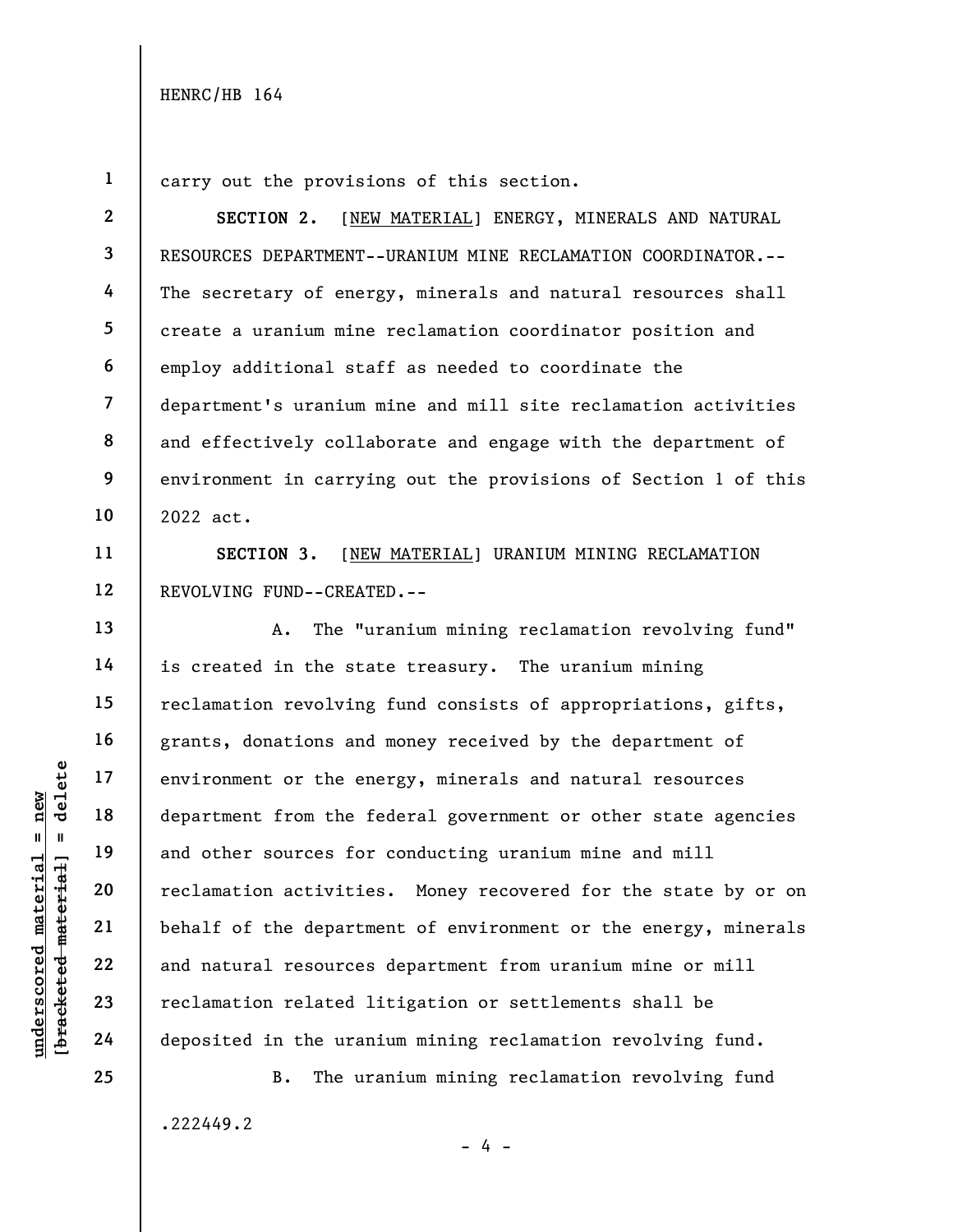carry out the provisions of this section.

**SECTION 2.** [NEW MATERIAL] ENERGY, MINERALS AND NATURAL RESOURCES DEPARTMENT--URANIUM MINE RECLAMATION COORDINATOR.--The secretary of energy, minerals and natural resources shall create a uranium mine reclamation coordinator position and employ additional staff as needed to coordinate the department's uranium mine and mill site reclamation activities and effectively collaborate and engage with the department of environment in carrying out the provisions of Section 1 of this 2022 act.

**SECTION 3.** [NEW MATERIAL] URANIUM MINING RECLAMATION REVOLVING FUND--CREATED.--

A. The "uranium mining reclamation revolving fund" is created in the state treasury. The uranium mining reclamation revolving fund consists of appropriations, gifts, grants, donations and money received by the department of environment or the energy, minerals and natural resources department from the federal government or other state agencies and other sources for conducting uranium mine and mill reclamation activities. Money recovered for the state by or on behalf of the department of environment or the energy, minerals and natural resources department from uranium mine or mill reclamation related litigation or settlements shall be deposited in the uranium mining reclamation revolving fund.

B. The uranium mining reclamation revolving fund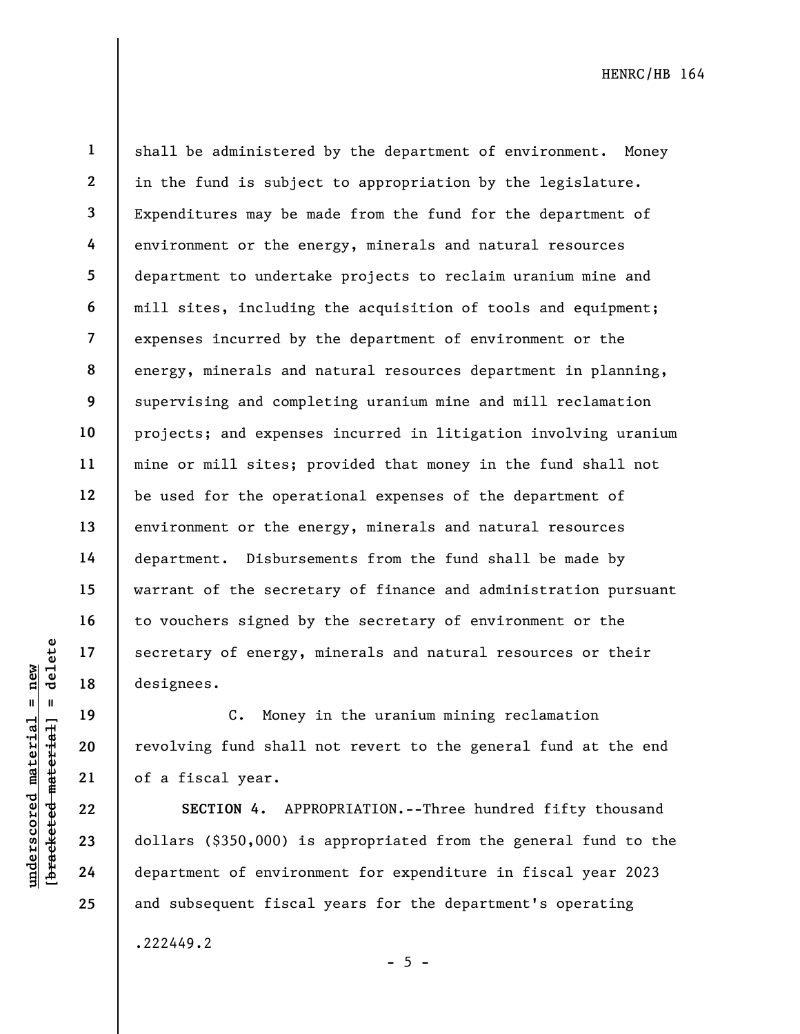shall be administered by the department of environment. Money in the fund is subject to appropriation by the legislature. Expenditures may be made from the fund for the department of environment or the energy, minerals and natural resources department to undertake projects to reclaim uranium mine and mill sites, including the acquisition of tools and equipment; expenses incurred by the department of environment or the energy, minerals and natural resources department in planning, supervising and completing uranium mine and mill reclamation projects; and expenses incurred in litigation involving uranium mine or mill sites; provided that money in the fund shall not be used for the operational expenses of the department of environment or the energy, minerals and natural resources department. Disbursements from the fund shall be made by warrant of the secretary of finance and administration pursuant to vouchers signed by the secretary of environment or the secretary of energy, minerals and natural resources or their designees.

C. Money in the uranium mining reclamation revolving fund shall not revert to the general fund at the end of a fiscal year.

**SECTION 4.** APPROPRIATION.--Three hundred fifty thousand dollars ($350,000) is appropriated from the general fund to the department of environment for expenditure in fiscal year 2023 and subsequent fiscal years for the department's operating

.222449.2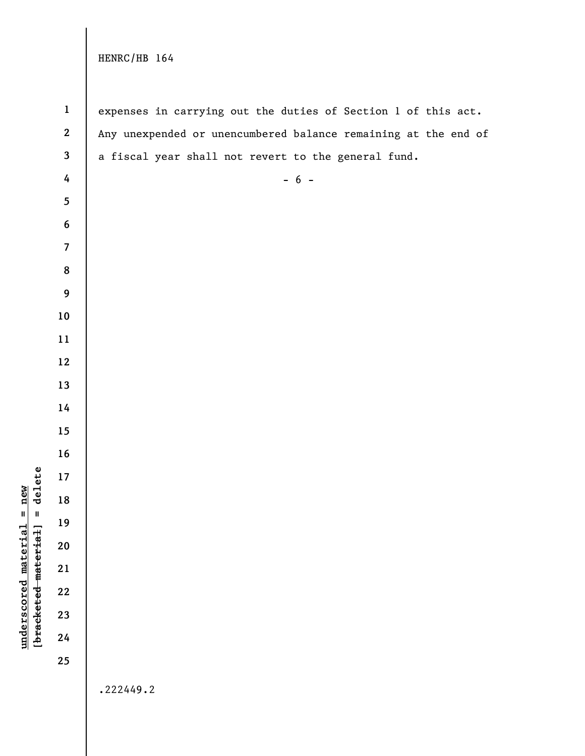expenses in carrying out the duties of Section 1 of this act. Any unexpended or unencumbered balance remaining at the end of a fiscal year shall not revert to the general fund.

.222449.2